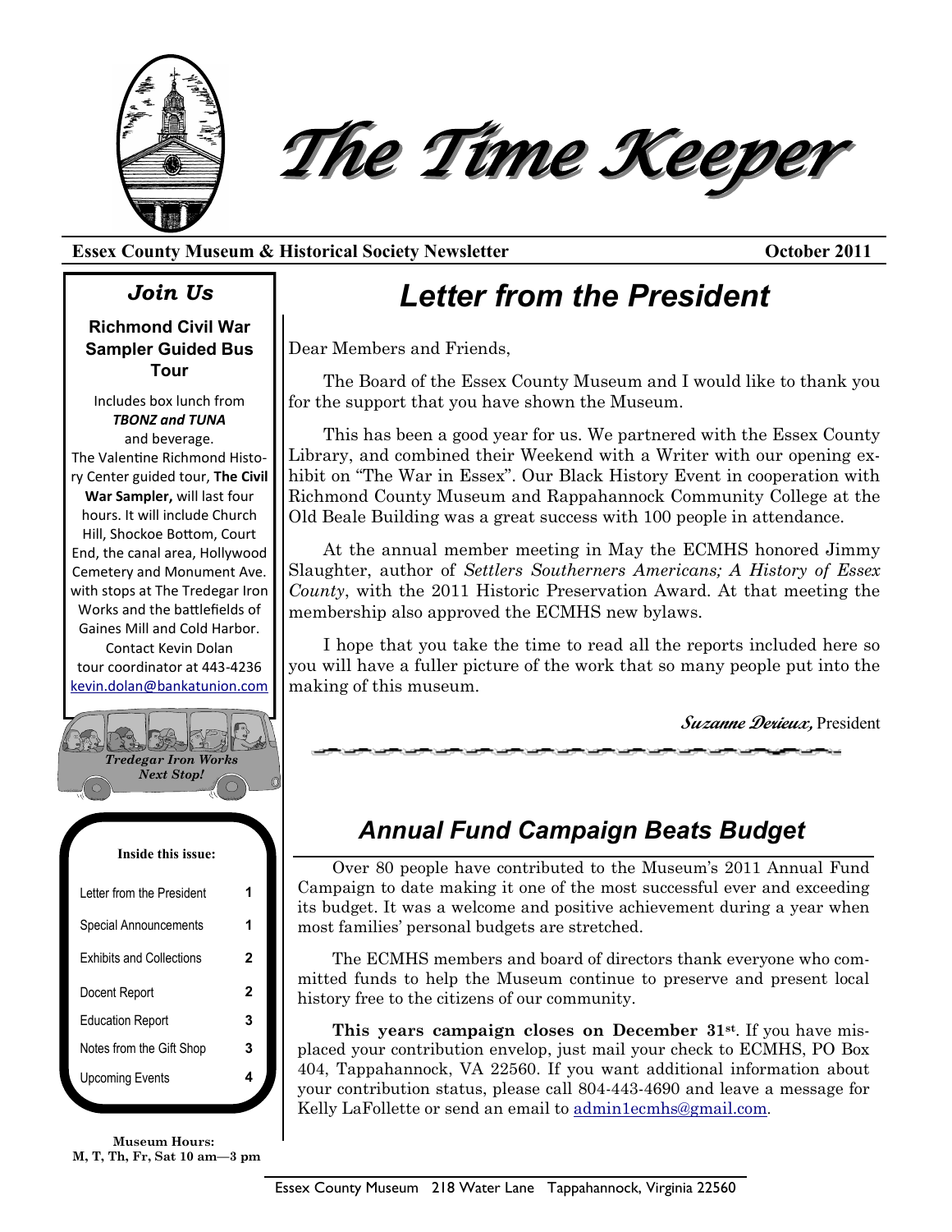# The Time Keeper

**Essex County Museum & Historical Society Newsletter** **October 2011**

## *Join Us*

### Richmond Civil War Sampler Guided Bus Tour

Includes box lunch from ***TBONZ and TUNA*** and beverage. The Valentine Richmond History Center guided tour, **The Civil War Sampler,** will last four hours. It will include Church Hill, Shockoe Bottom, Court End, the canal area, Hollywood Cemetery and Monument Ave. with stops at The Tredegar Iron Works and the battlefields of Gaines Mill and Cold Harbor. Contact Kevin Dolan tour coordinator at 443-4236 kevin.dolan@bankatunion.com

*Tredegar Iron Works Next Stop!*

**Inside this issue:**

| | |
|---|---|
| Letter from the President | 1 |
| Special Announcements | 1 |
| Exhibits and Collections | 2 |
| Docent Report | 2 |
| Education Report | 3 |
| Notes from the Gift Shop | 3 |
| Upcoming Events | 4 |

**Museum Hours:**
**M, T, Th, Fr, Sat 10 am—3 pm**

# *Letter from the President*

Dear Members and Friends,

The Board of the Essex County Museum and I would like to thank you for the support that you have shown the Museum.

This has been a good year for us. We partnered with the Essex County Library, and combined their Weekend with a Writer with our opening exhibit on "The War in Essex". Our Black History Event in cooperation with Richmond County Museum and Rappahannock Community College at the Old Beale Building was a great success with 100 people in attendance.

At the annual member meeting in May the ECMHS honored Jimmy Slaughter, author of *Settlers Southerners Americans; A History of Essex County*, with the 2011 Historic Preservation Award. At that meeting the membership also approved the ECMHS new bylaws.

I hope that you take the time to read all the reports included here so you will have a fuller picture of the work that so many people put into the making of this museum.

*Suzanne Derieux,* President

## *Annual Fund Campaign Beats Budget*

Over 80 people have contributed to the Museum's 2011 Annual Fund Campaign to date making it one of the most successful ever and exceeding its budget. It was a welcome and positive achievement during a year when most families' personal budgets are stretched.

The ECMHS members and board of directors thank everyone who committed funds to help the Museum continue to preserve and present local history free to the citizens of our community.

**This years campaign closes on December 31st**. If you have misplaced your contribution envelop, just mail your check to ECMHS, PO Box 404, Tappahannock, VA 22560. If you want additional information about your contribution status, please call 804-443-4690 and leave a message for Kelly LaFollette or send an email to admin1ecmhs@gmail.com.

Essex County Museum 218 Water Lane Tappahannock, Virginia 22560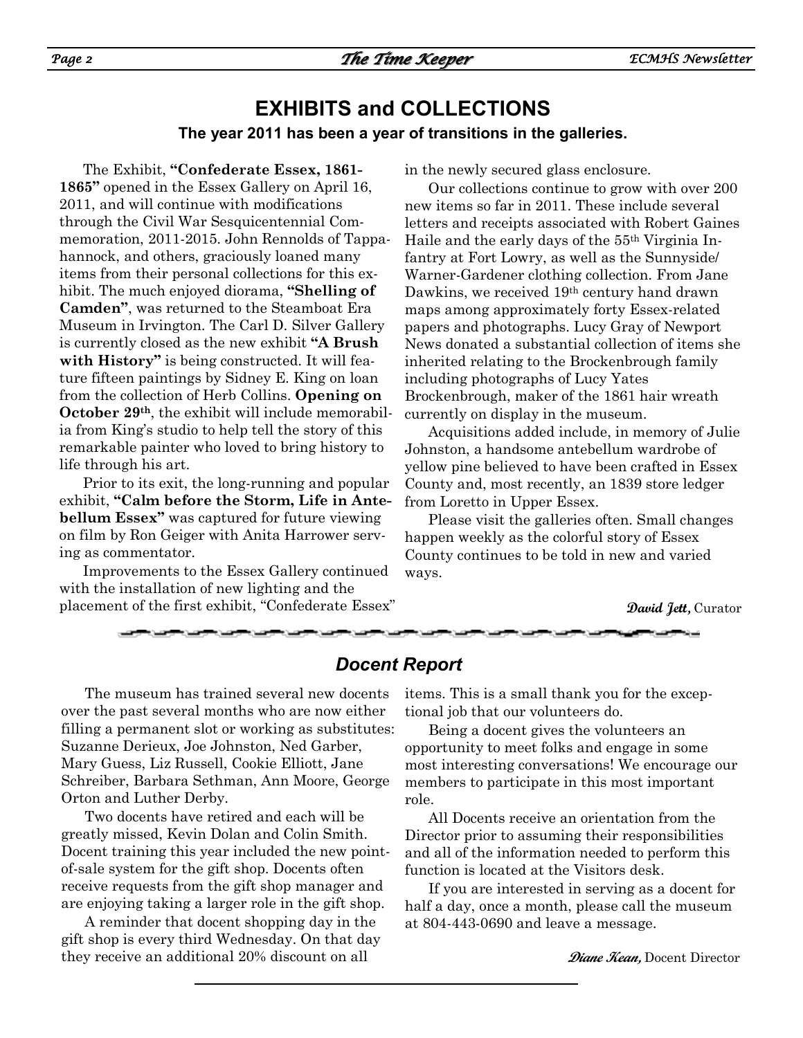## EXHIBITS and COLLECTIONS

**The year 2011 has been a year of transitions in the galleries.**

The Exhibit, **"Confederate Essex, 1861-1865"** opened in the Essex Gallery on April 16, 2011, and will continue with modifications through the Civil War Sesquicentennial Commemoration, 2011-2015. John Rennolds of Tappahannock, and others, graciously loaned many items from their personal collections for this exhibit. The much enjoyed diorama, **"Shelling of Camden"**, was returned to the Steamboat Era Museum in Irvington. The Carl D. Silver Gallery is currently closed as the new exhibit **"A Brush with History"** is being constructed. It will feature fifteen paintings by Sidney E. King on loan from the collection of Herb Collins. **Opening on October 29th**, the exhibit will include memorabilia from King's studio to help tell the story of this remarkable painter who loved to bring history to life through his art.

Prior to its exit, the long-running and popular exhibit, **"Calm before the Storm, Life in Antebellum Essex"** was captured for future viewing on film by Ron Geiger with Anita Harrower serving as commentator.

Improvements to the Essex Gallery continued with the installation of new lighting and the placement of the first exhibit, "Confederate Essex" in the newly secured glass enclosure.

Our collections continue to grow with over 200 new items so far in 2011. These include several letters and receipts associated with Robert Gaines Haile and the early days of the 55th Virginia Infantry at Fort Lowry, as well as the Sunnyside/Warner-Gardener clothing collection. From Jane Dawkins, we received 19th century hand drawn maps among approximately forty Essex-related papers and photographs. Lucy Gray of Newport News donated a substantial collection of items she inherited relating to the Brockenbrough family including photographs of Lucy Yates Brockenbrough, maker of the 1861 hair wreath currently on display in the museum.

Acquisitions added include, in memory of Julie Johnston, a handsome antebellum wardrobe of yellow pine believed to have been crafted in Essex County and, most recently, an 1839 store ledger from Loretto in Upper Essex.

Please visit the galleries often. Small changes happen weekly as the colorful story of Essex County continues to be told in new and varied ways.

***David Jett,*** Curator

## *Docent Report*

The museum has trained several new docents over the past several months who are now either filling a permanent slot or working as substitutes: Suzanne Derieux, Joe Johnston, Ned Garber, Mary Guess, Liz Russell, Cookie Elliott, Jane Schreiber, Barbara Sethman, Ann Moore, George Orton and Luther Derby.

Two docents have retired and each will be greatly missed, Kevin Dolan and Colin Smith. Docent training this year included the new point-of-sale system for the gift shop. Docents often receive requests from the gift shop manager and are enjoying taking a larger role in the gift shop.

A reminder that docent shopping day in the gift shop is every third Wednesday. On that day they receive an additional 20% discount on all items. This is a small thank you for the exceptional job that our volunteers do.

Being a docent gives the volunteers an opportunity to meet folks and engage in some most interesting conversations! We encourage our members to participate in this most important role.

All Docents receive an orientation from the Director prior to assuming their responsibilities and all of the information needed to perform this function is located at the Visitors desk.

If you are interested in serving as a docent for half a day, once a month, please call the museum at 804-443-0690 and leave a message.

***Diane Kean,*** Docent Director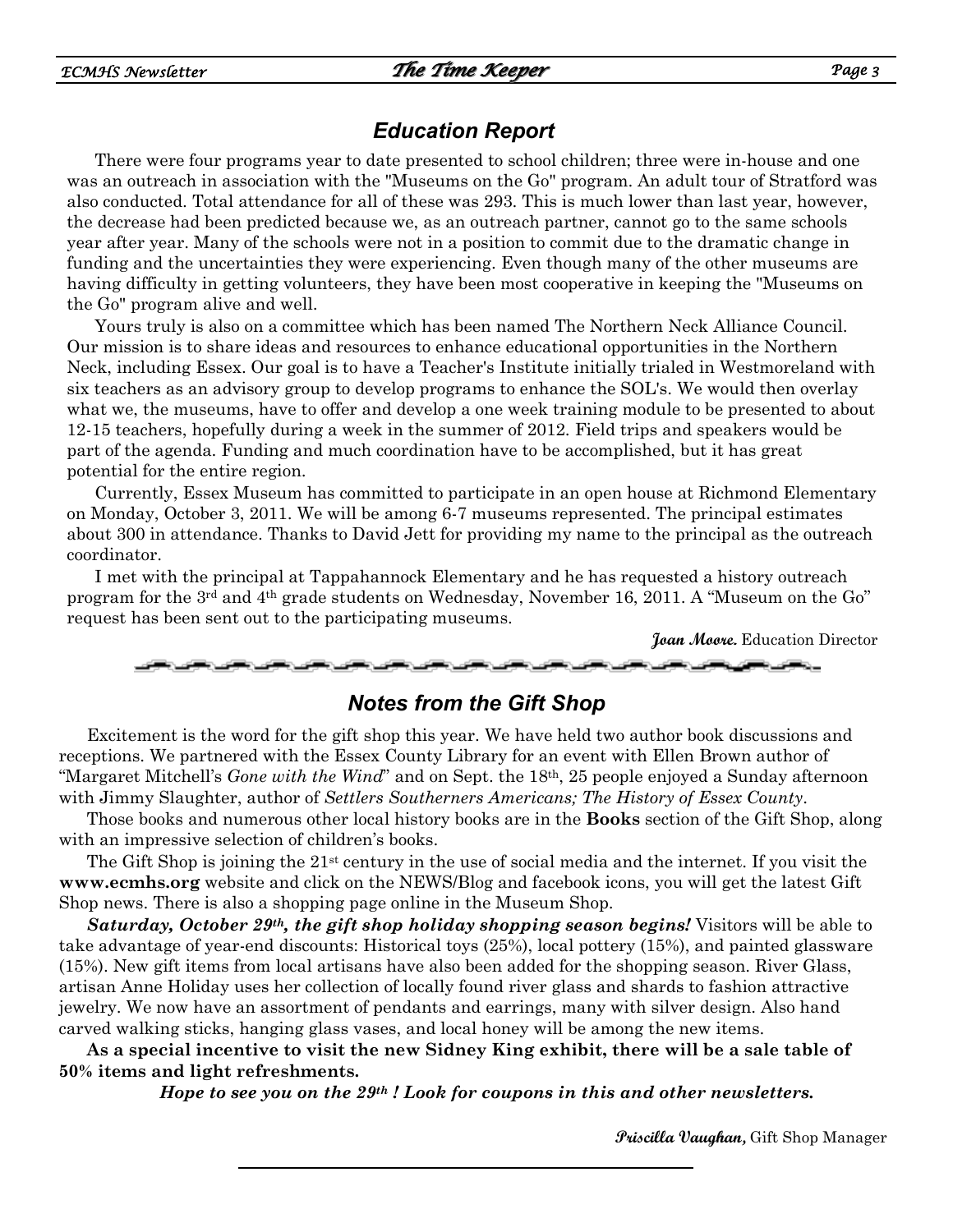## *Education Report*

There were four programs year to date presented to school children; three were in-house and one was an outreach in association with the "Museums on the Go" program. An adult tour of Stratford was also conducted. Total attendance for all of these was 293. This is much lower than last year, however, the decrease had been predicted because we, as an outreach partner, cannot go to the same schools year after year. Many of the schools were not in a position to commit due to the dramatic change in funding and the uncertainties they were experiencing. Even though many of the other museums are having difficulty in getting volunteers, they have been most cooperative in keeping the "Museums on the Go" program alive and well.

Yours truly is also on a committee which has been named The Northern Neck Alliance Council. Our mission is to share ideas and resources to enhance educational opportunities in the Northern Neck, including Essex. Our goal is to have a Teacher's Institute initially trialed in Westmoreland with six teachers as an advisory group to develop programs to enhance the SOL's. We would then overlay what we, the museums, have to offer and develop a one week training module to be presented to about 12-15 teachers, hopefully during a week in the summer of 2012. Field trips and speakers would be part of the agenda. Funding and much coordination have to be accomplished, but it has great potential for the entire region.

Currently, Essex Museum has committed to participate in an open house at Richmond Elementary on Monday, October 3, 2011. We will be among 6-7 museums represented. The principal estimates about 300 in attendance. Thanks to David Jett for providing my name to the principal as the outreach coordinator.

I met with the principal at Tappahannock Elementary and he has requested a history outreach program for the 3rd and 4th grade students on Wednesday, November 16, 2011. A "Museum on the Go" request has been sent out to the participating museums.

***Joan Moore.*** Education Director

## *Notes from the Gift Shop*

Excitement is the word for the gift shop this year. We have held two author book discussions and receptions. We partnered with the Essex County Library for an event with Ellen Brown author of "Margaret Mitchell's *Gone with the Wind*" and on Sept. the 18th, 25 people enjoyed a Sunday afternoon with Jimmy Slaughter, author of *Settlers Southerners Americans; The History of Essex County*.

Those books and numerous other local history books are in the **Books** section of the Gift Shop, along with an impressive selection of children's books.

The Gift Shop is joining the 21st century in the use of social media and the internet. If you visit the **www.ecmhs.org** website and click on the NEWS/Blog and facebook icons, you will get the latest Gift Shop news. There is also a shopping page online in the Museum Shop.

***Saturday, October 29th, the gift shop holiday shopping season begins!*** Visitors will be able to take advantage of year-end discounts: Historical toys (25%), local pottery (15%), and painted glassware (15%). New gift items from local artisans have also been added for the shopping season. River Glass, artisan Anne Holiday uses her collection of locally found river glass and shards to fashion attractive jewelry. We now have an assortment of pendants and earrings, many with silver design. Also hand carved walking sticks, hanging glass vases, and local honey will be among the new items.

**As a special incentive to visit the new Sidney King exhibit, there will be a sale table of 50% items and light refreshments.**

***Hope to see you on the 29th ! Look for coupons in this and other newsletters.***

***Priscilla Vaughan,*** Gift Shop Manager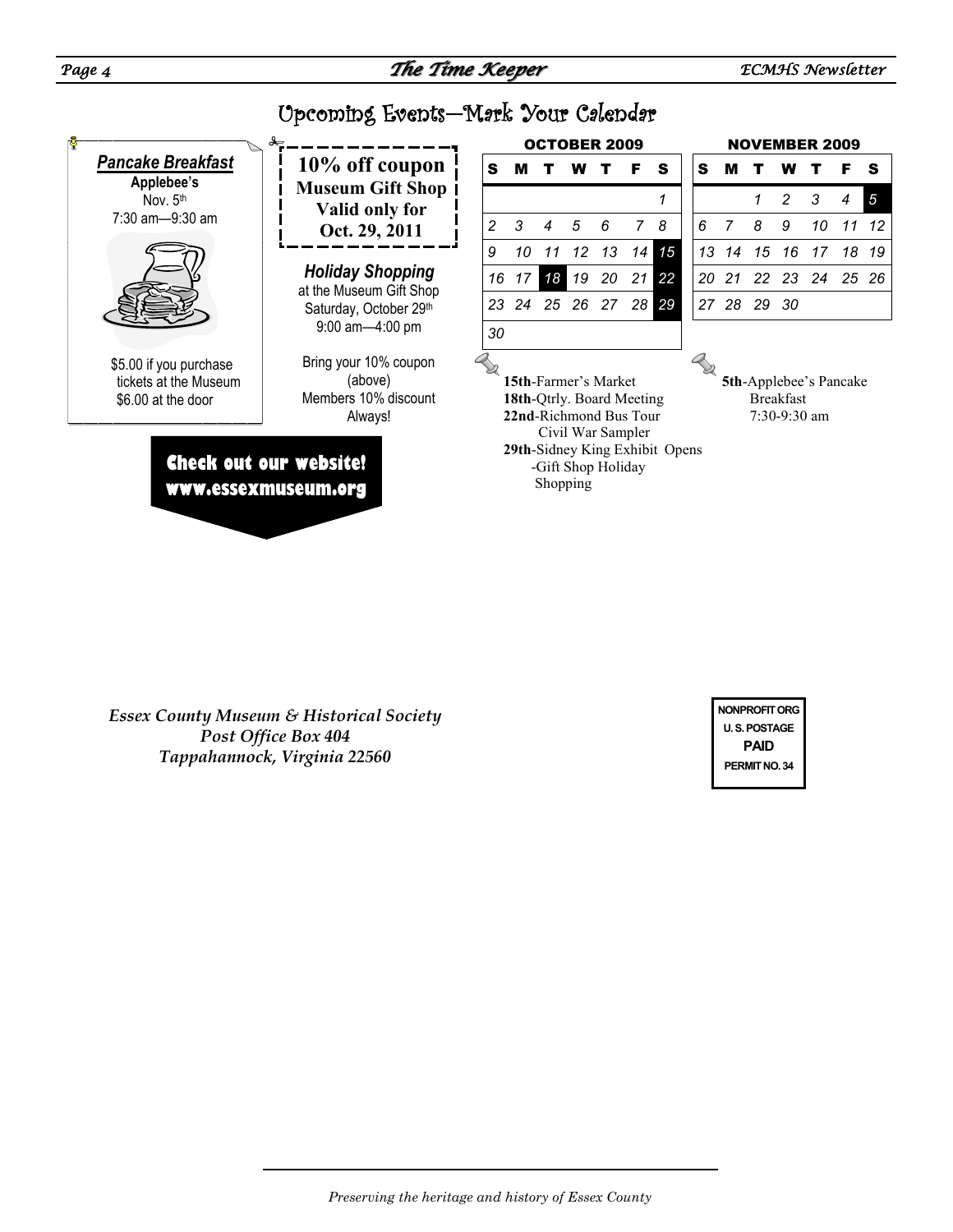# Upcoming Events—Mark Your Calendar

***Pancake Breakfast***

**Applebee's**

Nov. 5th

7:30 am—9:30 am

$5.00 if you purchase tickets at the Museum

$6.00 at the door

**10% off coupon**

**Museum Gift Shop**

**Valid only for**

**Oct. 29, 2011**

***Holiday Shopping***

at the Museum Gift Shop

Saturday, October 29th

9:00 am—4:00 pm

Bring your 10% coupon (above)

Members 10% discount Always!

**Check out our website!**

**www.essexmuseum.org**

**OCTOBER 2009**

| S | M | T | W | T | F | S |
|---|---|---|---|---|---|---|
| | | | | | | 1 |
| 2 | 3 | 4 | 5 | 6 | 7 | 8 |
| 9 | 10 | 11 | 12 | 13 | 14 | 15 |
| 16 | 17 | 18 | 19 | 20 | 21 | 22 |
| 23 | 24 | 25 | 26 | 27 | 28 | 29 |
| 30 | | | | | | |

**15th**-Farmer's Market

**18th**-Qtrly. Board Meeting

**22nd**-Richmond Bus Tour Civil War Sampler

**29th**-Sidney King Exhibit Opens -Gift Shop Holiday Shopping

**NOVEMBER 2009**

| S | M | T | W | T | F | S |
|---|---|---|---|---|---|---|
| | | 1 | 2 | 3 | 4 | 5 |
| 6 | 7 | 8 | 9 | 10 | 11 | 12 |
| 13 | 14 | 15 | 16 | 17 | 18 | 19 |
| 20 | 21 | 22 | 23 | 24 | 25 | 26 |
| 27 | 28 | 29 | 30 | | | |

**5th**-Applebee's Pancake Breakfast 7:30-9:30 am

*Essex County Museum & Historical Society*
*Post Office Box 404*
*Tappahannock, Virginia 22560*

NONPROFIT ORG
U. S. POSTAGE
PAID
PERMIT NO. 34

*Preserving the heritage and history of Essex County*